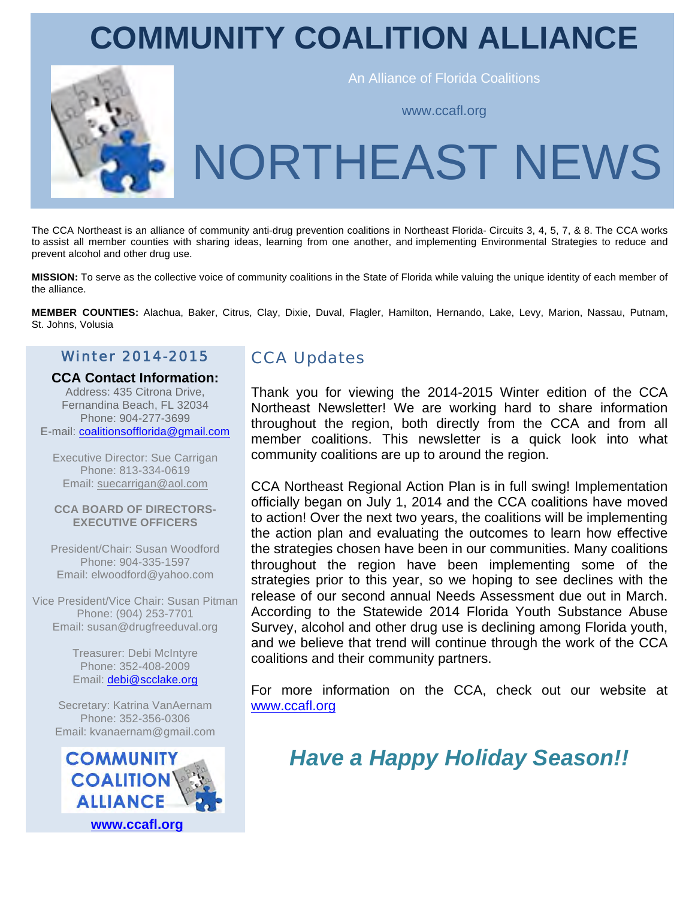# COMMUNITY COALITION ALLIANCE

An Alliance of Florida Coalitions

www.ccafl.org

# NORTHEAST NEWS

The CCA Northeast is an alliance of community anti-drug prevention coalitions in Northeast Florida- Circuits 3, 4, 5, 7, & 8. The CCA works to assist all member counties with sharing ideas, learning from one another, and implementing Environmental Strategies to reduce and prevent alcohol and other drug use.

**MISSION:** To serve as the collective voice of community coalitions in the State of Florida while valuing the unique identity of each member of the alliance.

**MEMBER COUNTIES:** Alachua, Baker, Citrus, Clay, Dixie, Duval, Flagler, Hamilton, Hernando, Lake, Levy, Marion, Nassau, Putnam, St. Johns, Volusia

## Winter 2014-2015

**CCA Contact Information:**
Address: 435 Citrona Drive,
Fernandina Beach, FL 32034
Phone: 904-277-3699
E-mail: coalitionsofflorida@gmail.com

Executive Director: Sue Carrigan
Phone: 813-334-0619
Email: suecarrigan@aol.com

**CCA BOARD OF DIRECTORS-EXECUTIVE OFFICERS**

President/Chair: Susan Woodford
Phone: 904-335-1597
Email: elwoodford@yahoo.com

Vice President/Vice Chair: Susan Pitman
Phone: (904) 253-7701
Email: susan@drugfreeduval.org

Treasurer: Debi McIntyre
Phone: 352-408-2009
Email: debi@scclake.org

Secretary: Katrina VanAernam
Phone: 352-356-0306
Email: kvanaernam@gmail.com

COMMUNITY COALITION ALLIANCE

**www.ccafl.org**

## CCA Updates

Thank you for viewing the 2014-2015 Winter edition of the CCA Northeast Newsletter! We are working hard to share information throughout the region, both directly from the CCA and from all member coalitions. This newsletter is a quick look into what community coalitions are up to around the region.

CCA Northeast Regional Action Plan is in full swing! Implementation officially began on July 1, 2014 and the CCA coalitions have moved to action! Over the next two years, the coalitions will be implementing the action plan and evaluating the outcomes to learn how effective the strategies chosen have been in our communities. Many coalitions throughout the region have been implementing some of the strategies prior to this year, so we hoping to see declines with the release of our second annual Needs Assessment due out in March. According to the Statewide 2014 Florida Youth Substance Abuse Survey, alcohol and other drug use is declining among Florida youth, and we believe that trend will continue through the work of the CCA coalitions and their community partners.

For more information on the CCA, check out our website at www.ccafl.org

***Have a Happy Holiday Season!!***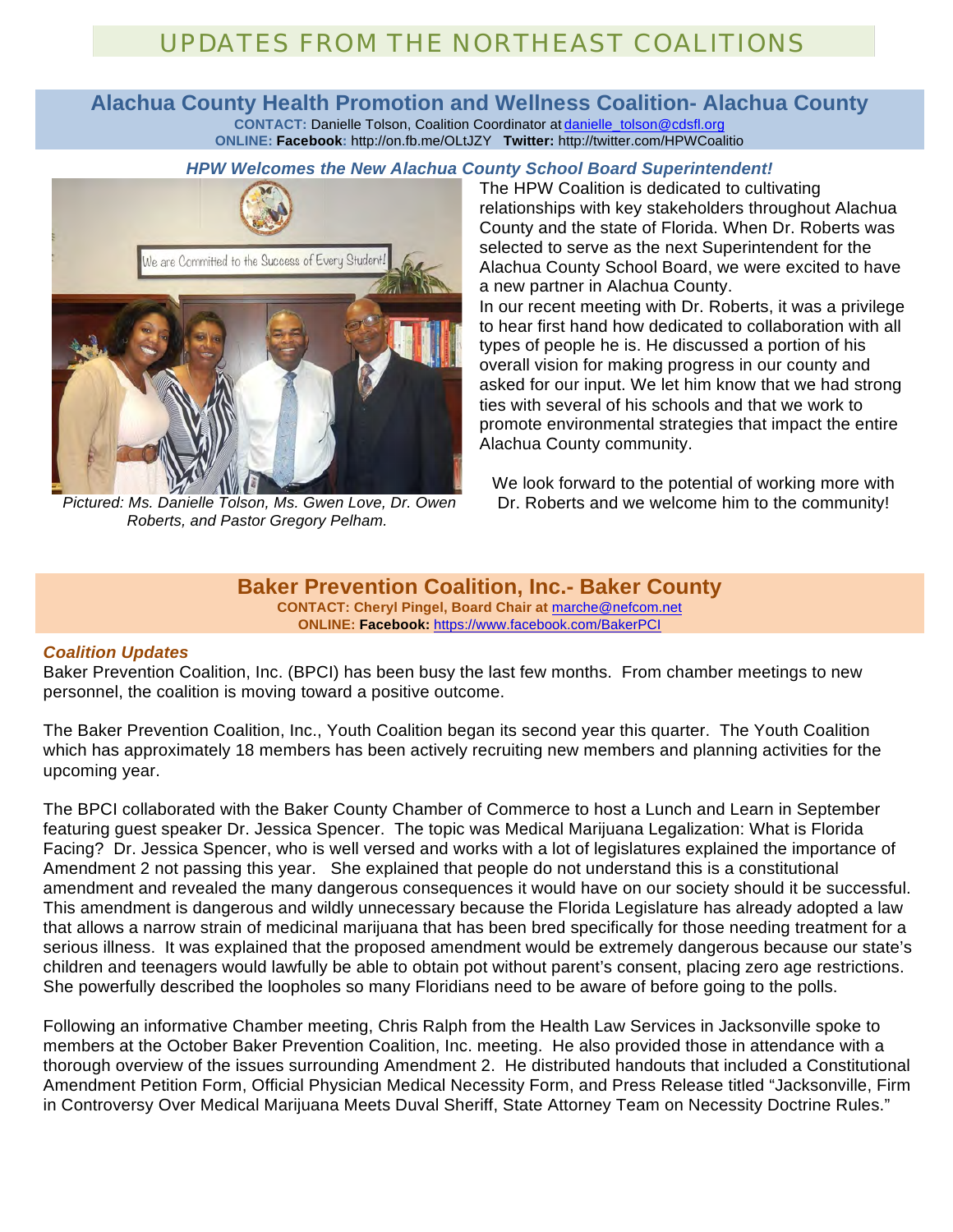# UPDATES FROM THE NORTHEAST COALITIONS

## Alachua County Health Promotion and Wellness Coalition- Alachua County

**CONTACT:** Danielle Tolson, Coalition Coordinator at danielle_tolson@cdsfl.org
**ONLINE:** **Facebook**: http://on.fb.me/OLtJZY **Twitter:** http://twitter.com/HPWCoalitio

### *HPW Welcomes the New Alachua County School Board Superintendent!*

*Pictured: Ms. Danielle Tolson, Ms. Gwen Love, Dr. Owen Roberts, and Pastor Gregory Pelham.*

The HPW Coalition is dedicated to cultivating relationships with key stakeholders throughout Alachua County and the state of Florida. When Dr. Roberts was selected to serve as the next Superintendent for the Alachua County School Board, we were excited to have a new partner in Alachua County.

In our recent meeting with Dr. Roberts, it was a privilege to hear first hand how dedicated to collaboration with all types of people he is. He discussed a portion of his overall vision for making progress in our county and asked for our input. We let him know that we had strong ties with several of his schools and that we work to promote environmental strategies that impact the entire Alachua County community.

We look forward to the potential of working more with Dr. Roberts and we welcome him to the community!

## Baker Prevention Coalition, Inc.- Baker County

**CONTACT: Cheryl Pingel, Board Chair at** marche@nefcom.net
**ONLINE:** **Facebook:** https://www.facebook.com/BakerPCI

### *Coalition Updates*

Baker Prevention Coalition, Inc. (BPCI) has been busy the last few months. From chamber meetings to new personnel, the coalition is moving toward a positive outcome.

The Baker Prevention Coalition, Inc., Youth Coalition began its second year this quarter. The Youth Coalition which has approximately 18 members has been actively recruiting new members and planning activities for the upcoming year.

The BPCI collaborated with the Baker County Chamber of Commerce to host a Lunch and Learn in September featuring guest speaker Dr. Jessica Spencer. The topic was Medical Marijuana Legalization: What is Florida Facing? Dr. Jessica Spencer, who is well versed and works with a lot of legislatures explained the importance of Amendment 2 not passing this year. She explained that people do not understand this is a constitutional amendment and revealed the many dangerous consequences it would have on our society should it be successful. This amendment is dangerous and wildly unnecessary because the Florida Legislature has already adopted a law that allows a narrow strain of medicinal marijuana that has been bred specifically for those needing treatment for a serious illness. It was explained that the proposed amendment would be extremely dangerous because our state's children and teenagers would lawfully be able to obtain pot without parent's consent, placing zero age restrictions. She powerfully described the loopholes so many Floridians need to be aware of before going to the polls.

Following an informative Chamber meeting, Chris Ralph from the Health Law Services in Jacksonville spoke to members at the October Baker Prevention Coalition, Inc. meeting. He also provided those in attendance with a thorough overview of the issues surrounding Amendment 2. He distributed handouts that included a Constitutional Amendment Petition Form, Official Physician Medical Necessity Form, and Press Release titled "Jacksonville, Firm in Controversy Over Medical Marijuana Meets Duval Sheriff, State Attorney Team on Necessity Doctrine Rules."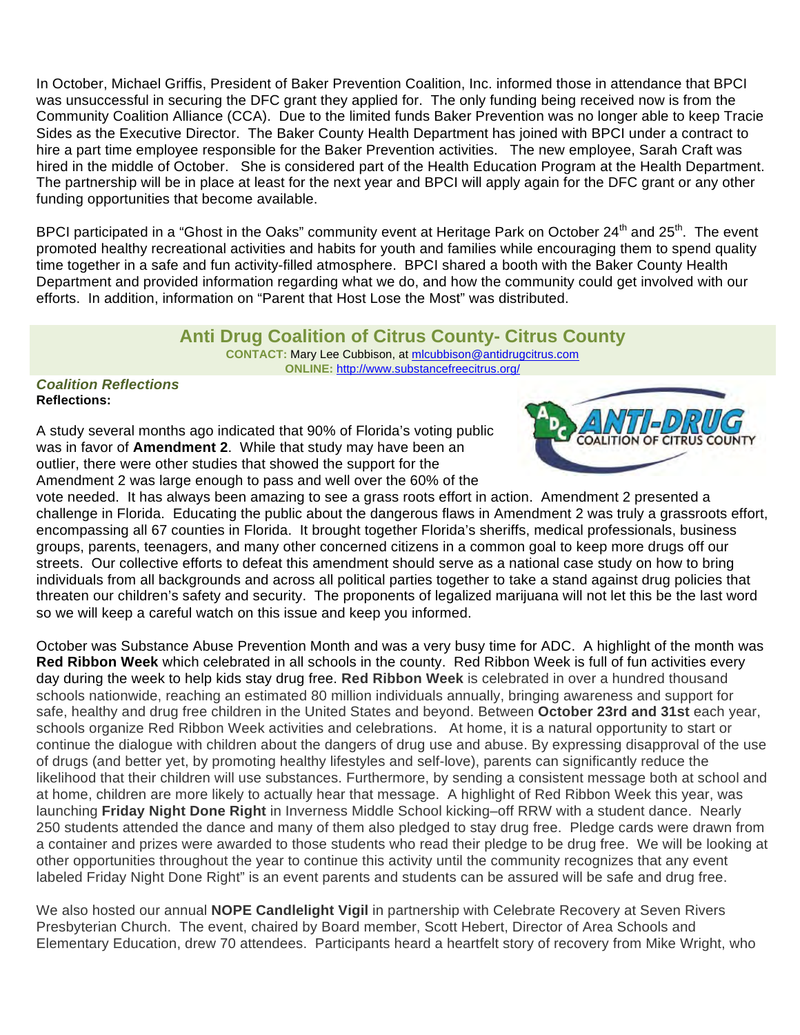In October, Michael Griffis, President of Baker Prevention Coalition, Inc. informed those in attendance that BPCI was unsuccessful in securing the DFC grant they applied for. The only funding being received now is from the Community Coalition Alliance (CCA). Due to the limited funds Baker Prevention was no longer able to keep Tracie Sides as the Executive Director. The Baker County Health Department has joined with BPCI under a contract to hire a part time employee responsible for the Baker Prevention activities. The new employee, Sarah Craft was hired in the middle of October. She is considered part of the Health Education Program at the Health Department. The partnership will be in place at least for the next year and BPCI will apply again for the DFC grant or any other funding opportunities that become available.

BPCI participated in a "Ghost in the Oaks" community event at Heritage Park on October 24th and 25th. The event promoted healthy recreational activities and habits for youth and families while encouraging them to spend quality time together in a safe and fun activity-filled atmosphere. BPCI shared a booth with the Baker County Health Department and provided information regarding what we do, and how the community could get involved with our efforts. In addition, information on "Parent that Host Lose the Most" was distributed.

## Anti Drug Coalition of Citrus County- Citrus County

**CONTACT:** Mary Lee Cubbison, at mlcubbison@antidrugcitrus.com
**ONLINE:** http://www.substancefreecitrus.org/

***Coalition Reflections***
**Reflections:**

A study several months ago indicated that 90% of Florida's voting public was in favor of **Amendment 2**. While that study may have been an outlier, there were other studies that showed the support for the Amendment 2 was large enough to pass and well over the 60% of the vote needed. It has always been amazing to see a grass roots effort in action. Amendment 2 presented a challenge in Florida. Educating the public about the dangerous flaws in Amendment 2 was truly a grassroots effort, encompassing all 67 counties in Florida. It brought together Florida's sheriffs, medical professionals, business groups, parents, teenagers, and many other concerned citizens in a common goal to keep more drugs off our streets. Our collective efforts to defeat this amendment should serve as a national case study on how to bring individuals from all backgrounds and across all political parties together to take a stand against drug policies that threaten our children's safety and security. The proponents of legalized marijuana will not let this be the last word so we will keep a careful watch on this issue and keep you informed.

October was Substance Abuse Prevention Month and was a very busy time for ADC. A highlight of the month was **Red Ribbon Week** which celebrated in all schools in the county. Red Ribbon Week is full of fun activities every day during the week to help kids stay drug free. **Red Ribbon Week** is celebrated in over a hundred thousand schools nationwide, reaching an estimated 80 million individuals annually, bringing awareness and support for safe, healthy and drug free children in the United States and beyond. Between **October 23rd and 31st** each year, schools organize Red Ribbon Week activities and celebrations. At home, it is a natural opportunity to start or continue the dialogue with children about the dangers of drug use and abuse. By expressing disapproval of the use of drugs (and better yet, by promoting healthy lifestyles and self-love), parents can significantly reduce the likelihood that their children will use substances. Furthermore, by sending a consistent message both at school and at home, children are more likely to actually hear that message. A highlight of Red Ribbon Week this year, was launching **Friday Night Done Right** in Inverness Middle School kicking–off RRW with a student dance. Nearly 250 students attended the dance and many of them also pledged to stay drug free. Pledge cards were drawn from a container and prizes were awarded to those students who read their pledge to be drug free. We will be looking at other opportunities throughout the year to continue this activity until the community recognizes that any event labeled Friday Night Done Right" is an event parents and students can be assured will be safe and drug free.

We also hosted our annual **NOPE Candlelight Vigil** in partnership with Celebrate Recovery at Seven Rivers Presbyterian Church. The event, chaired by Board member, Scott Hebert, Director of Area Schools and Elementary Education, drew 70 attendees. Participants heard a heartfelt story of recovery from Mike Wright, who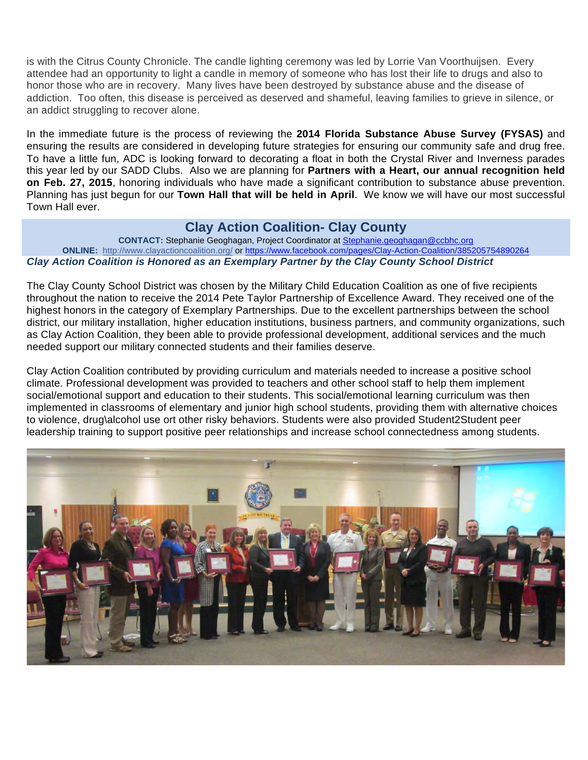is with the Citrus County Chronicle. The candle lighting ceremony was led by Lorrie Van Voorthuijsen. Every attendee had an opportunity to light a candle in memory of someone who has lost their life to drugs and also to honor those who are in recovery. Many lives have been destroyed by substance abuse and the disease of addiction. Too often, this disease is perceived as deserved and shameful, leaving families to grieve in silence, or an addict struggling to recover alone.

In the immediate future is the process of reviewing the **2014 Florida Substance Abuse Survey (FYSAS)** and ensuring the results are considered in developing future strategies for ensuring our community safe and drug free. To have a little fun, ADC is looking forward to decorating a float in both the Crystal River and Inverness parades this year led by our SADD Clubs. Also we are planning for **Partners with a Heart, our annual recognition held on Feb. 27, 2015**, honoring individuals who have made a significant contribution to substance abuse prevention. Planning has just begun for our **Town Hall that will be held in April**. We know we will have our most successful Town Hall ever.

## Clay Action Coalition- Clay County

**CONTACT:** Stephanie Geoghagan, Project Coordinator at Stephanie.geoghagan@ccbhc.org
**ONLINE:** http://www.clayactioncoalition.org/ or https://www.facebook.com/pages/Clay-Action-Coalition/385205754890264

***Clay Action Coalition is Honored as an Exemplary Partner by the Clay County School District***

The Clay County School District was chosen by the Military Child Education Coalition as one of five recipients throughout the nation to receive the 2014 Pete Taylor Partnership of Excellence Award. They received one of the highest honors in the category of Exemplary Partnerships. Due to the excellent partnerships between the school district, our military installation, higher education institutions, business partners, and community organizations, such as Clay Action Coalition, they been able to provide professional development, additional services and the much needed support our military connected students and their families deserve.

Clay Action Coalition contributed by providing curriculum and materials needed to increase a positive school climate. Professional development was provided to teachers and other school staff to help them implement social/emotional support and education to their students. This social/emotional learning curriculum was then implemented in classrooms of elementary and junior high school students, providing them with alternative choices to violence, drug\alcohol use ort other risky behaviors. Students were also provided Student2Student peer leadership training to support positive peer relationships and increase school connectedness among students.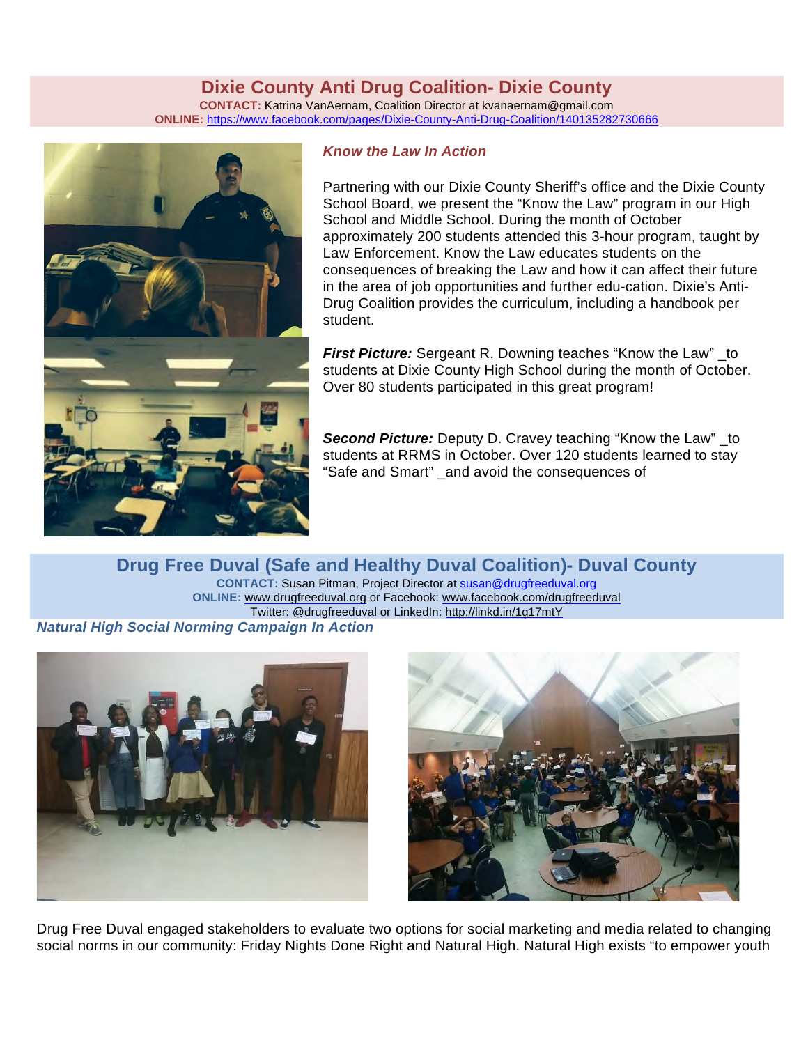## Dixie County Anti Drug Coalition- Dixie County

**CONTACT:** Katrina VanAernam, Coalition Director at kvanaernam@gmail.com
**ONLINE:** https://www.facebook.com/pages/Dixie-County-Anti-Drug-Coalition/140135282730666

### *Know the Law In Action*

Partnering with our Dixie County Sheriff's office and the Dixie County School Board, we present the "Know the Law" program in our High School and Middle School. During the month of October approximately 200 students attended this 3-hour program, taught by Law Enforcement. Know the Law educates students on the consequences of breaking the Law and how it can affect their future in the area of job opportunities and further edu-cation. Dixie's Anti-Drug Coalition provides the curriculum, including a handbook per student.

***First Picture:*** Sergeant R. Downing teaches "Know the Law" _to students at Dixie County High School during the month of October. Over 80 students participated in this great program!

***Second Picture:*** Deputy D. Cravey teaching "Know the Law" _to students at RRMS in October. Over 120 students learned to stay "Safe and Smart" _and avoid the consequences of

## Drug Free Duval (Safe and Healthy Duval Coalition)- Duval County

**CONTACT:** Susan Pitman, Project Director at susan@drugfreeduval.org
**ONLINE:** www.drugfreeduval.org or Facebook: www.facebook.com/drugfreeduval
Twitter: @drugfreeduval or LinkedIn: http://lnkd.in/1g17mtY

### *Natural High Social Norming Campaign In Action*

Drug Free Duval engaged stakeholders to evaluate two options for social marketing and media related to changing social norms in our community: Friday Nights Done Right and Natural High. Natural High exists "to empower youth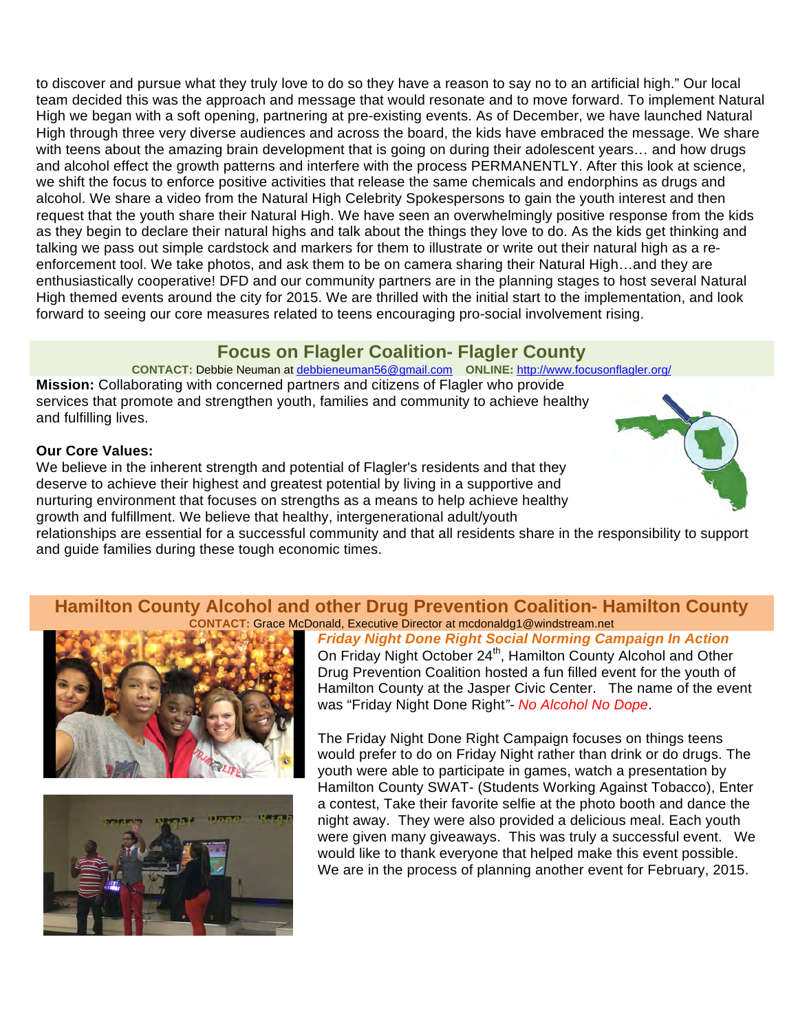to discover and pursue what they truly love to do so they have a reason to say no to an artificial high." Our local team decided this was the approach and message that would resonate and to move forward. To implement Natural High we began with a soft opening, partnering at pre-existing events. As of December, we have launched Natural High through three very diverse audiences and across the board, the kids have embraced the message. We share with teens about the amazing brain development that is going on during their adolescent years… and how drugs and alcohol effect the growth patterns and interfere with the process PERMANENTLY. After this look at science, we shift the focus to enforce positive activities that release the same chemicals and endorphins as drugs and alcohol. We share a video from the Natural High Celebrity Spokespersons to gain the youth interest and then request that the youth share their Natural High. We have seen an overwhelmingly positive response from the kids as they begin to declare their natural highs and talk about the things they love to do. As the kids get thinking and talking we pass out simple cardstock and markers for them to illustrate or write out their natural high as a re-enforcement tool. We take photos, and ask them to be on camera sharing their Natural High…and they are enthusiastically cooperative! DFD and our community partners are in the planning stages to host several Natural High themed events around the city for 2015. We are thrilled with the initial start to the implementation, and look forward to seeing our core measures related to teens encouraging pro-social involvement rising.

## Focus on Flagler Coalition- Flagler County

**CONTACT:** Debbie Neuman at debbieneuman56@gmail.com **ONLINE:** http://www.focusonflagler.org/

**Mission:** Collaborating with concerned partners and citizens of Flagler who provide services that promote and strengthen youth, families and community to achieve healthy and fulfilling lives.

**Our Core Values:**

We believe in the inherent strength and potential of Flagler's residents and that they deserve to achieve their highest and greatest potential by living in a supportive and nurturing environment that focuses on strengths as a means to help achieve healthy growth and fulfillment. We believe that healthy, intergenerational adult/youth relationships are essential for a successful community and that all residents share in the responsibility to support and guide families during these tough economic times.

## Hamilton County Alcohol and other Drug Prevention Coalition- Hamilton County

**CONTACT:** Grace McDonald, Executive Director at mcdonaldg1@windstream.net

***Friday Night Done Right Social Norming Campaign In Action***

On Friday Night October 24th, Hamilton County Alcohol and Other Drug Prevention Coalition hosted a fun filled event for the youth of Hamilton County at the Jasper Civic Center. The name of the event was "Friday Night Done Right"- *No Alcohol No Dope*.

The Friday Night Done Right Campaign focuses on things teens would prefer to do on Friday Night rather than drink or do drugs. The youth were able to participate in games, watch a presentation by Hamilton County SWAT- (Students Working Against Tobacco), Enter a contest, Take their favorite selfie at the photo booth and dance the night away. They were also provided a delicious meal. Each youth were given many giveaways. This was truly a successful event. We would like to thank everyone that helped make this event possible. We are in the process of planning another event for February, 2015.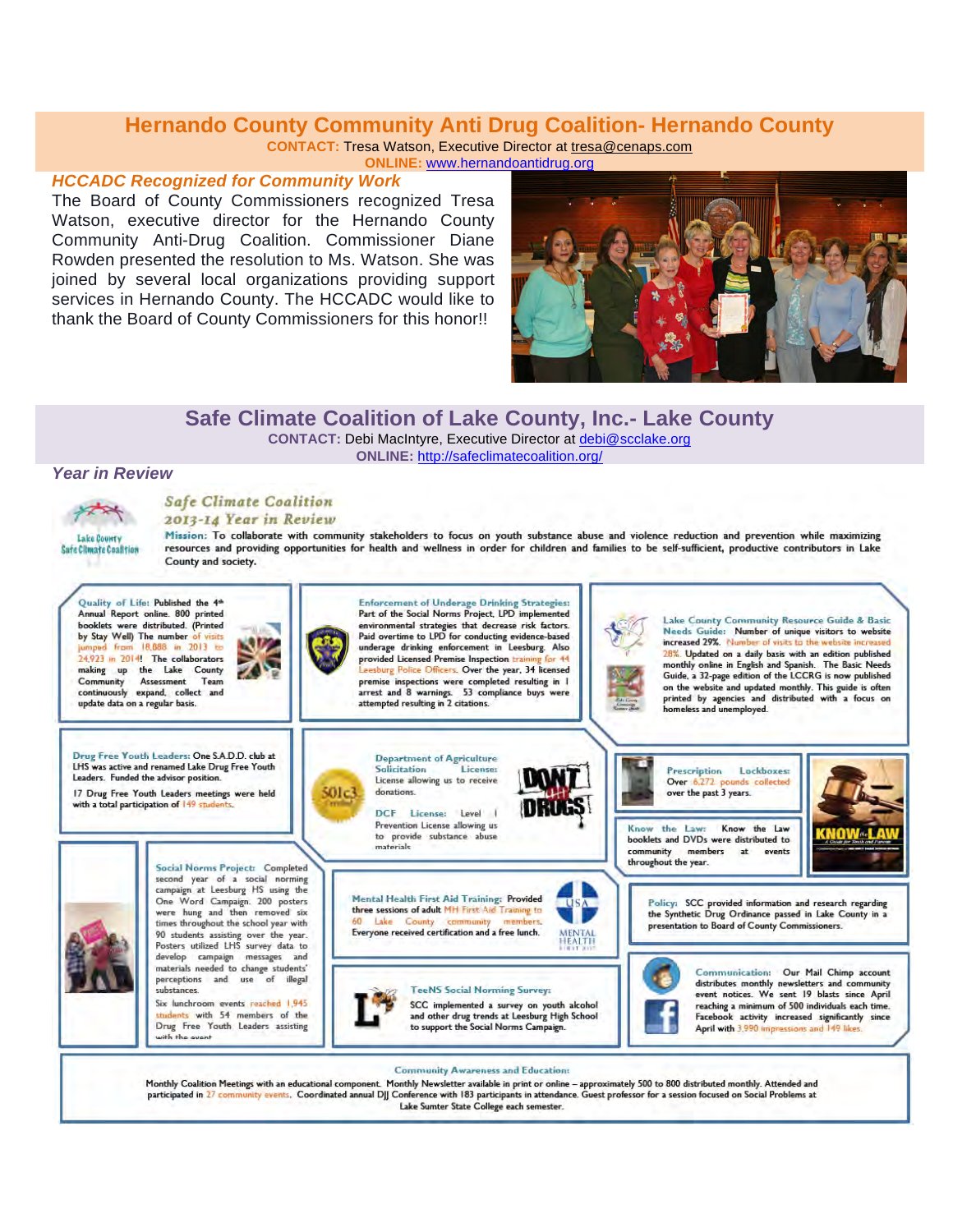## Hernando County Community Anti Drug Coalition- Hernando County

**CONTACT:** Tresa Watson, Executive Director at tresa@cenaps.com

**ONLINE:** www.hernandoantidrug.org

### *HCCADC Recognized for Community Work*

The Board of County Commissioners recognized Tresa Watson, executive director for the Hernando County Community Anti-Drug Coalition. Commissioner Diane Rowden presented the resolution to Ms. Watson. She was joined by several local organizations providing support services in Hernando County. The HCCADC would like to thank the Board of County Commissioners for this honor!!

## Safe Climate Coalition of Lake County, Inc.- Lake County

**CONTACT:** Debi MacIntyre, Executive Director at debi@scclake.org

**ONLINE:** http://safeclimatecoalition.org/

### *Year in Review*

Lake County Safe Climate Coalition

*Safe Climate Coalition*
*2013-14 Year in Review*

**Mission:** To collaborate with community stakeholders to focus on youth substance abuse and violence reduction and prevention while maximizing resources and providing opportunities for health and wellness in order for children and families to be self-sufficient, productive contributors in Lake County and society.

**Quality of Life:** Published the 4th Annual Report online. 800 printed booklets were distributed. (Printed by Stay Well) The number of visits jumped from 18,888 in 2013 to 24,923 in 2014! The collaborators making up the Lake County Community Assessment Team continuously expand, collect and update data on a regular basis.

**Enforcement of Underage Drinking Strategies:** Part of the Social Norms Project, LPD implemented environmental strategies that decrease risk factors. Paid overtime to LPD for conducting evidence-based underage drinking enforcement in Leesburg. Also provided Licensed Premise Inspection training for 44 Leesburg Police Officers. Over the year, 34 licensed premise inspections were completed resulting in 1 arrest and 8 warnings. 53 compliance buys were attempted resulting in 2 citations.

**Lake County Community Resource Guide & Basic Needs Guide:** Number of unique visitors to website increased 29%. Number of visits to the website increased 28%. Updated on a daily basis with an edition published monthly online in English and Spanish. The Basic Needs Guide, a 32-page edition of the LCCRG is now published on the website and updated monthly. This guide is often printed by agencies and distributed with a focus on homeless and unemployed.

**Drug Free Youth Leaders:** One S.A.D.D. club at LHS was active and renamed Lake Drug Free Youth Leaders. Funded the advisor position.

17 Drug Free Youth Leaders meetings were held with a total participation of 149 students.

**Department of Agriculture Solicitation License:** License allowing us to receive donations.

**DCF License:** Level I Prevention License allowing us to provide substance abuse materials.

**Prescription Lockboxes:** Over 6,272 pounds collected over the past 3 years.

**Know the Law:** Know the Law booklets and DVDs were distributed to community members at events throughout the year.

**Social Norms Project:** Completed second year of a social norming campaign at Leesburg HS using the One Word Campaign. 200 posters were hung and then removed six times throughout the school year with 90 students assisting over the year. Posters utilized LHS survey data to develop campaign messages and materials needed to change students' perceptions and use of illegal substances.

Six lunchroom events reached 1,945 students with 54 members of the Drug Free Youth Leaders assisting with the event.

**Mental Health First Aid Training:** Provided three sessions of adult MH First Aid Training to 60 Lake County community members. Everyone received certification and a free lunch.

**Policy:** SCC provided information and research regarding the Synthetic Drug Ordinance passed in Lake County in a presentation to Board of County Commissioners.

**TeeNS Social Norming Survey:** SCC implemented a survey on youth alcohol and other drug trends at Leesburg High School to support the Social Norms Campaign.

**Communication:** Our Mail Chimp account distributes monthly newsletters and community event notices. We sent 19 blasts since April reaching a minimum of 500 individuals each time. Facebook activity increased significantly since April with 3,990 impressions and 149 likes.

**Community Awareness and Education:**

Monthly Coalition Meetings with an educational component. Monthly Newsletter available in print or online – approximately 500 to 800 distributed monthly. Attended and participated in 27 community events. Coordinated annual DJJ Conference with 183 participants in attendance. Guest professor for a session focused on Social Problems at Lake Sumter State College each semester.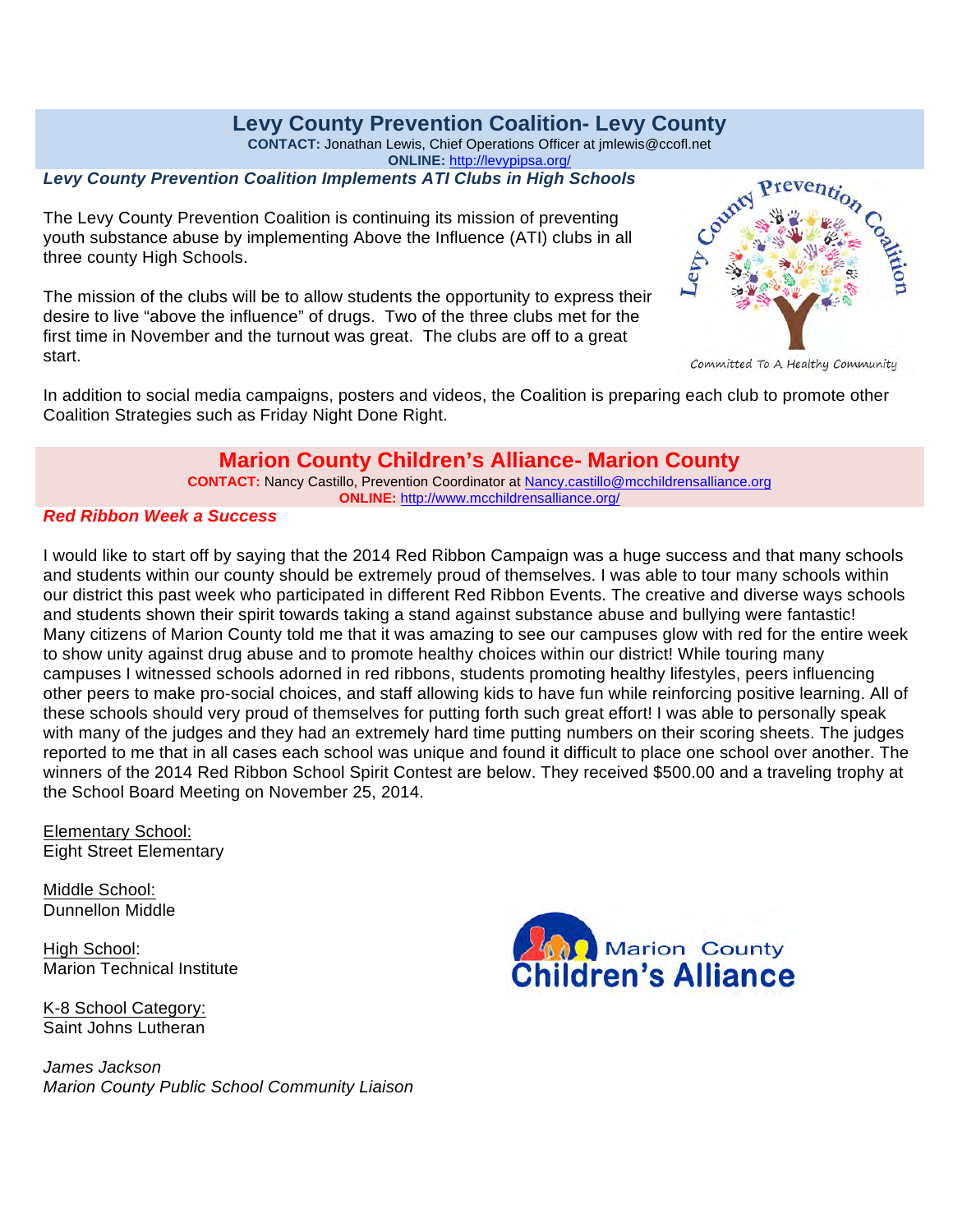## Levy County Prevention Coalition- Levy County

**CONTACT:** Jonathan Lewis, Chief Operations Officer at jmlewis@ccofl.net
**ONLINE:** http://levypipsa.org/

### *Levy County Prevention Coalition Implements ATI Clubs in High Schools*

The Levy County Prevention Coalition is continuing its mission of preventing youth substance abuse by implementing Above the Influence (ATI) clubs in all three county High Schools.

The mission of the clubs will be to allow students the opportunity to express their desire to live "above the influence" of drugs. Two of the three clubs met for the first time in November and the turnout was great. The clubs are off to a great start.

In addition to social media campaigns, posters and videos, the Coalition is preparing each club to promote other Coalition Strategies such as Friday Night Done Right.

## Marion County Children's Alliance- Marion County

**CONTACT:** Nancy Castillo, Prevention Coordinator at Nancy.castillo@mcchildrensalliance.org
**ONLINE:** http://www.mcchildrensalliance.org/

### *Red Ribbon Week a Success*

I would like to start off by saying that the 2014 Red Ribbon Campaign was a huge success and that many schools and students within our county should be extremely proud of themselves. I was able to tour many schools within our district this past week who participated in different Red Ribbon Events. The creative and diverse ways schools and students shown their spirit towards taking a stand against substance abuse and bullying were fantastic! Many citizens of Marion County told me that it was amazing to see our campuses glow with red for the entire week to show unity against drug abuse and to promote healthy choices within our district! While touring many campuses I witnessed schools adorned in red ribbons, students promoting healthy lifestyles, peers influencing other peers to make pro-social choices, and staff allowing kids to have fun while reinforcing positive learning. All of these schools should very proud of themselves for putting forth such great effort! I was able to personally speak with many of the judges and they had an extremely hard time putting numbers on their scoring sheets. The judges reported to me that in all cases each school was unique and found it difficult to place one school over another. The winners of the 2014 Red Ribbon School Spirit Contest are below. They received $500.00 and a traveling trophy at the School Board Meeting on November 25, 2014.

Elementary School:
Eight Street Elementary

Middle School:
Dunnellon Middle

High School:
Marion Technical Institute

K-8 School Category:
Saint Johns Lutheran

*James Jackson*
*Marion County Public School Community Liaison*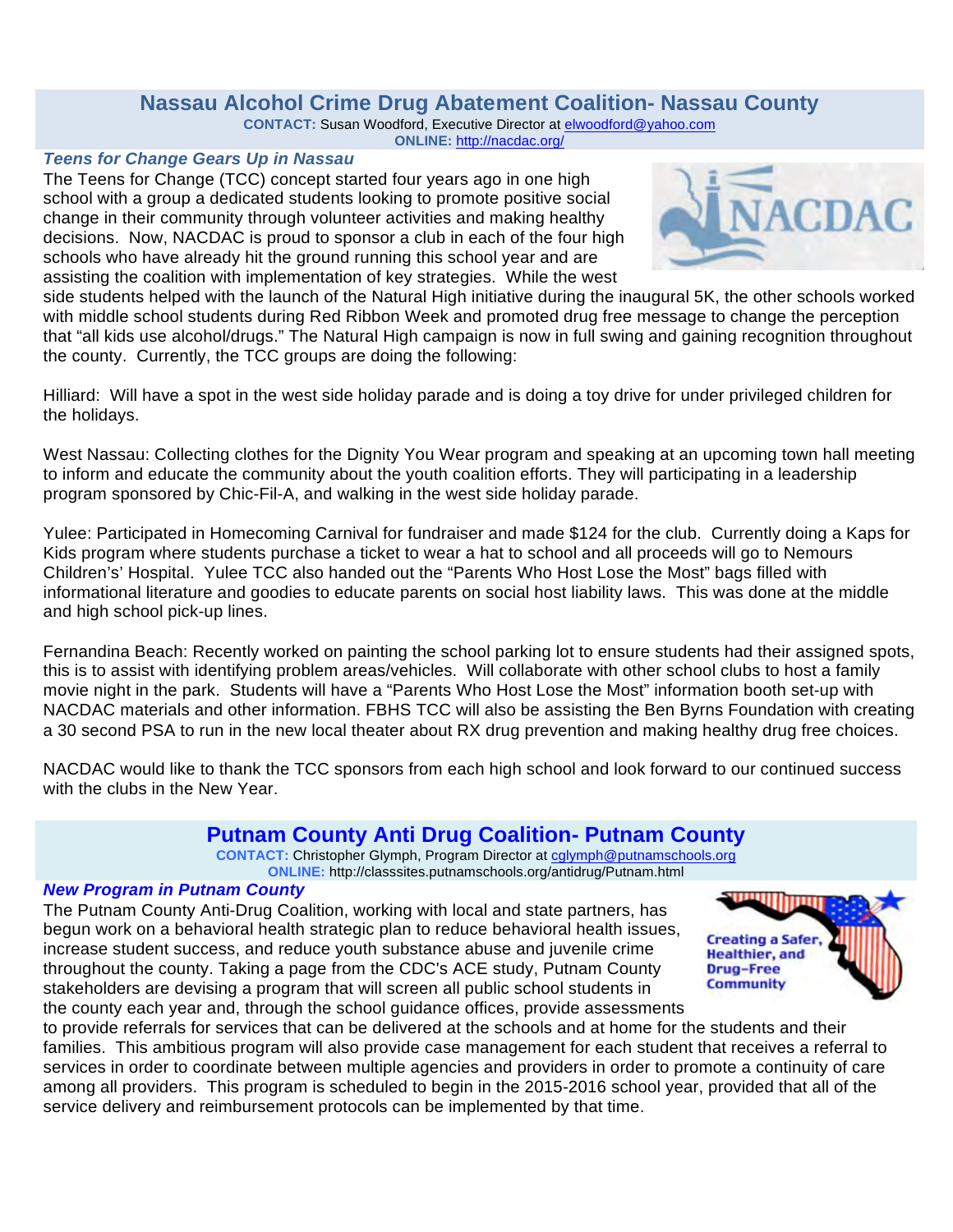## Nassau Alcohol Crime Drug Abatement Coalition- Nassau County

**CONTACT:** Susan Woodford, Executive Director at elwoodford@yahoo.com
**ONLINE:** http://nacdac.org/

### *Teens for Change Gears Up in Nassau*

The Teens for Change (TCC) concept started four years ago in one high school with a group a dedicated students looking to promote positive social change in their community through volunteer activities and making healthy decisions. Now, NACDAC is proud to sponsor a club in each of the four high schools who have already hit the ground running this school year and are assisting the coalition with implementation of key strategies. While the west side students helped with the launch of the Natural High initiative during the inaugural 5K, the other schools worked with middle school students during Red Ribbon Week and promoted drug free message to change the perception that "all kids use alcohol/drugs." The Natural High campaign is now in full swing and gaining recognition throughout the county. Currently, the TCC groups are doing the following:

Hilliard: Will have a spot in the west side holiday parade and is doing a toy drive for under privileged children for the holidays.

West Nassau: Collecting clothes for the Dignity You Wear program and speaking at an upcoming town hall meeting to inform and educate the community about the youth coalition efforts. They will participating in a leadership program sponsored by Chic-Fil-A, and walking in the west side holiday parade.

Yulee: Participated in Homecoming Carnival for fundraiser and made $124 for the club. Currently doing a Kaps for Kids program where students purchase a ticket to wear a hat to school and all proceeds will go to Nemours Children's' Hospital. Yulee TCC also handed out the "Parents Who Host Lose the Most" bags filled with informational literature and goodies to educate parents on social host liability laws. This was done at the middle and high school pick-up lines.

Fernandina Beach: Recently worked on painting the school parking lot to ensure students had their assigned spots, this is to assist with identifying problem areas/vehicles. Will collaborate with other school clubs to host a family movie night in the park. Students will have a "Parents Who Host Lose the Most" information booth set-up with NACDAC materials and other information. FBHS TCC will also be assisting the Ben Byrns Foundation with creating a 30 second PSA to run in the new local theater about RX drug prevention and making healthy drug free choices.

NACDAC would like to thank the TCC sponsors from each high school and look forward to our continued success with the clubs in the New Year.

## Putnam County Anti Drug Coalition- Putnam County

**CONTACT:** Christopher Glymph, Program Director at cglymph@putnamschools.org
**ONLINE:** http://classsites.putnamschools.org/antidrug/Putnam.html

### *New Program in Putnam County*

The Putnam County Anti-Drug Coalition, working with local and state partners, has begun work on a behavioral health strategic plan to reduce behavioral health issues, increase student success, and reduce youth substance abuse and juvenile crime throughout the county. Taking a page from the CDC's ACE study, Putnam County stakeholders are devising a program that will screen all public school students in the county each year and, through the school guidance offices, provide assessments to provide referrals for services that can be delivered at the schools and at home for the students and their families. This ambitious program will also provide case management for each student that receives a referral to services in order to coordinate between multiple agencies and providers in order to promote a continuity of care among all providers. This program is scheduled to begin in the 2015-2016 school year, provided that all of the service delivery and reimbursement protocols can be implemented by that time.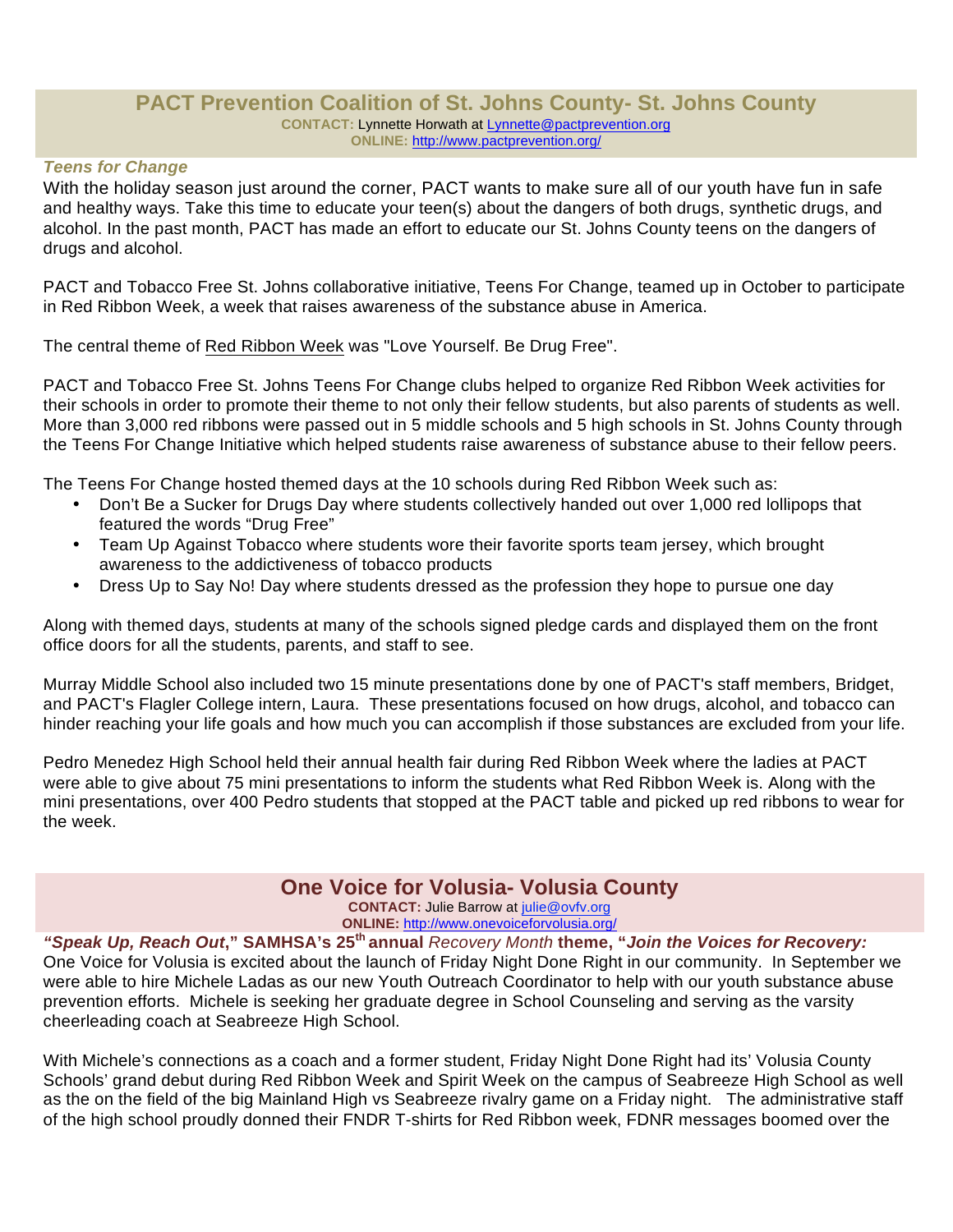## PACT Prevention Coalition of St. Johns County- St. Johns County

**CONTACT:** Lynnette Horwath at Lynnette@pactprevention.org
**ONLINE:** http://www.pactprevention.org/

***Teens for Change***

With the holiday season just around the corner, PACT wants to make sure all of our youth have fun in safe and healthy ways. Take this time to educate your teen(s) about the dangers of both drugs, synthetic drugs, and alcohol. In the past month, PACT has made an effort to educate our St. Johns County teens on the dangers of drugs and alcohol.

PACT and Tobacco Free St. Johns collaborative initiative, Teens For Change, teamed up in October to participate in Red Ribbon Week, a week that raises awareness of the substance abuse in America.

The central theme of Red Ribbon Week was "Love Yourself. Be Drug Free".

PACT and Tobacco Free St. Johns Teens For Change clubs helped to organize Red Ribbon Week activities for their schools in order to promote their theme to not only their fellow students, but also parents of students as well. More than 3,000 red ribbons were passed out in 5 middle schools and 5 high schools in St. Johns County through the Teens For Change Initiative which helped students raise awareness of substance abuse to their fellow peers.

The Teens For Change hosted themed days at the 10 schools during Red Ribbon Week such as:

- Don't Be a Sucker for Drugs Day where students collectively handed out over 1,000 red lollipops that featured the words "Drug Free"
- Team Up Against Tobacco where students wore their favorite sports team jersey, which brought awareness to the addictiveness of tobacco products
- Dress Up to Say No! Day where students dressed as the profession they hope to pursue one day

Along with themed days, students at many of the schools signed pledge cards and displayed them on the front office doors for all the students, parents, and staff to see.

Murray Middle School also included two 15 minute presentations done by one of PACT's staff members, Bridget, and PACT's Flagler College intern, Laura. These presentations focused on how drugs, alcohol, and tobacco can hinder reaching your life goals and how much you can accomplish if those substances are excluded from your life.

Pedro Menedez High School held their annual health fair during Red Ribbon Week where the ladies at PACT were able to give about 75 mini presentations to inform the students what Red Ribbon Week is. Along with the mini presentations, over 400 Pedro students that stopped at the PACT table and picked up red ribbons to wear for the week.

## One Voice for Volusia- Volusia County

**CONTACT:** Julie Barrow at julie@ovfv.org
**ONLINE:** http://www.onevoiceforvolusia.org/

***"Speak Up, Reach Out*," SAMHSA's 25th annual** *Recovery Month* **theme, "*Join the Voices for Recovery:*** One Voice for Volusia is excited about the launch of Friday Night Done Right in our community. In September we were able to hire Michele Ladas as our new Youth Outreach Coordinator to help with our youth substance abuse prevention efforts. Michele is seeking her graduate degree in School Counseling and serving as the varsity cheerleading coach at Seabreeze High School.

With Michele's connections as a coach and a former student, Friday Night Done Right had its' Volusia County Schools' grand debut during Red Ribbon Week and Spirit Week on the campus of Seabreeze High School as well as the on the field of the big Mainland High vs Seabreeze rivalry game on a Friday night. The administrative staff of the high school proudly donned their FNDR T-shirts for Red Ribbon week, FDNR messages boomed over the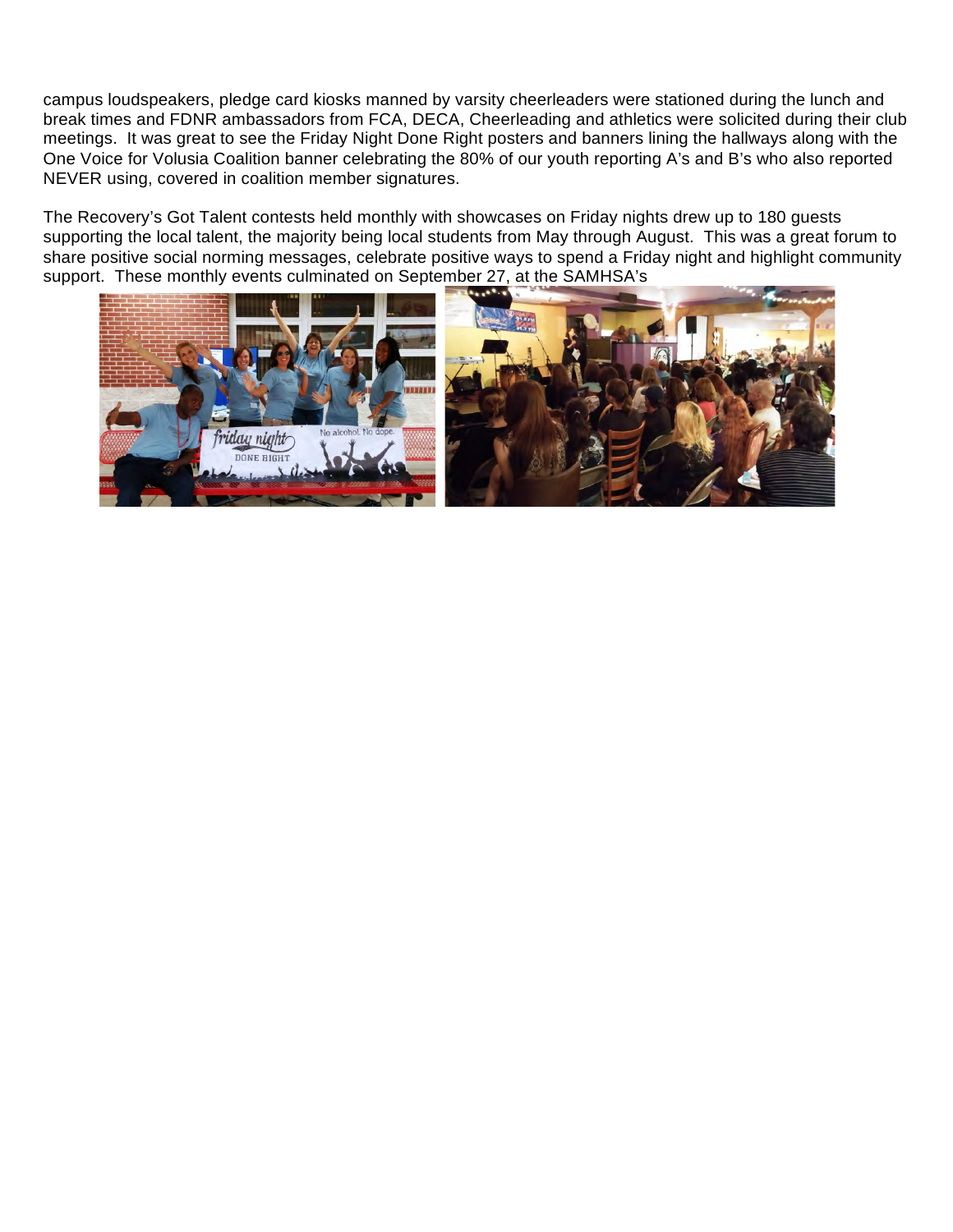campus loudspeakers, pledge card kiosks manned by varsity cheerleaders were stationed during the lunch and break times and FDNR ambassadors from FCA, DECA, Cheerleading and athletics were solicited during their club meetings. It was great to see the Friday Night Done Right posters and banners lining the hallways along with the One Voice for Volusia Coalition banner celebrating the 80% of our youth reporting A's and B's who also reported NEVER using, covered in coalition member signatures.

The Recovery's Got Talent contests held monthly with showcases on Friday nights drew up to 180 guests supporting the local talent, the majority being local students from May through August. This was a great forum to share positive social norming messages, celebrate positive ways to spend a Friday night and highlight community support. These monthly events culminated on September 27, at the SAMHSA's